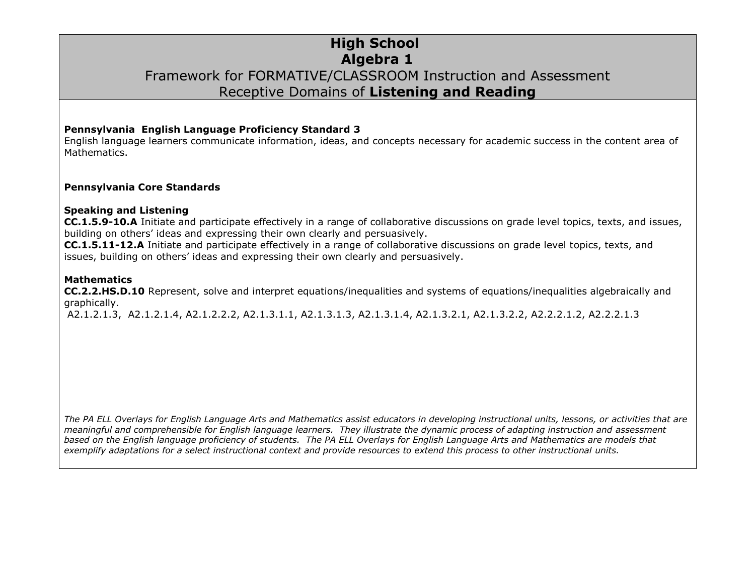# High School
# Algebra 1
## Framework for FORMATIVE/CLASSROOM Instruction and Assessment
## Receptive Domains of **Listening and Reading**

**Pennsylvania English Language Proficiency Standard 3**
English language learners communicate information, ideas, and concepts necessary for academic success in the content area of Mathematics.

**Pennsylvania Core Standards**

**Speaking and Listening**
**CC.1.5.9-10.A** Initiate and participate effectively in a range of collaborative discussions on grade level topics, texts, and issues, building on others' ideas and expressing their own clearly and persuasively.
**CC.1.5.11-12.A** Initiate and participate effectively in a range of collaborative discussions on grade level topics, texts, and issues, building on others' ideas and expressing their own clearly and persuasively.

**Mathematics**
**CC.2.2.HS.D.10** Represent, solve and interpret equations/inequalities and systems of equations/inequalities algebraically and graphically.
A2.1.2.1.3, A2.1.2.1.4, A2.1.2.2.2, A2.1.3.1.1, A2.1.3.1.3, A2.1.3.1.4, A2.1.3.2.1, A2.1.3.2.2, A2.2.2.1.2, A2.2.2.1.3

*The PA ELL Overlays for English Language Arts and Mathematics assist educators in developing instructional units, lessons, or activities that are meaningful and comprehensible for English language learners. They illustrate the dynamic process of adapting instruction and assessment based on the English language proficiency of students. The PA ELL Overlays for English Language Arts and Mathematics are models that exemplify adaptations for a select instructional context and provide resources to extend this process to other instructional units.*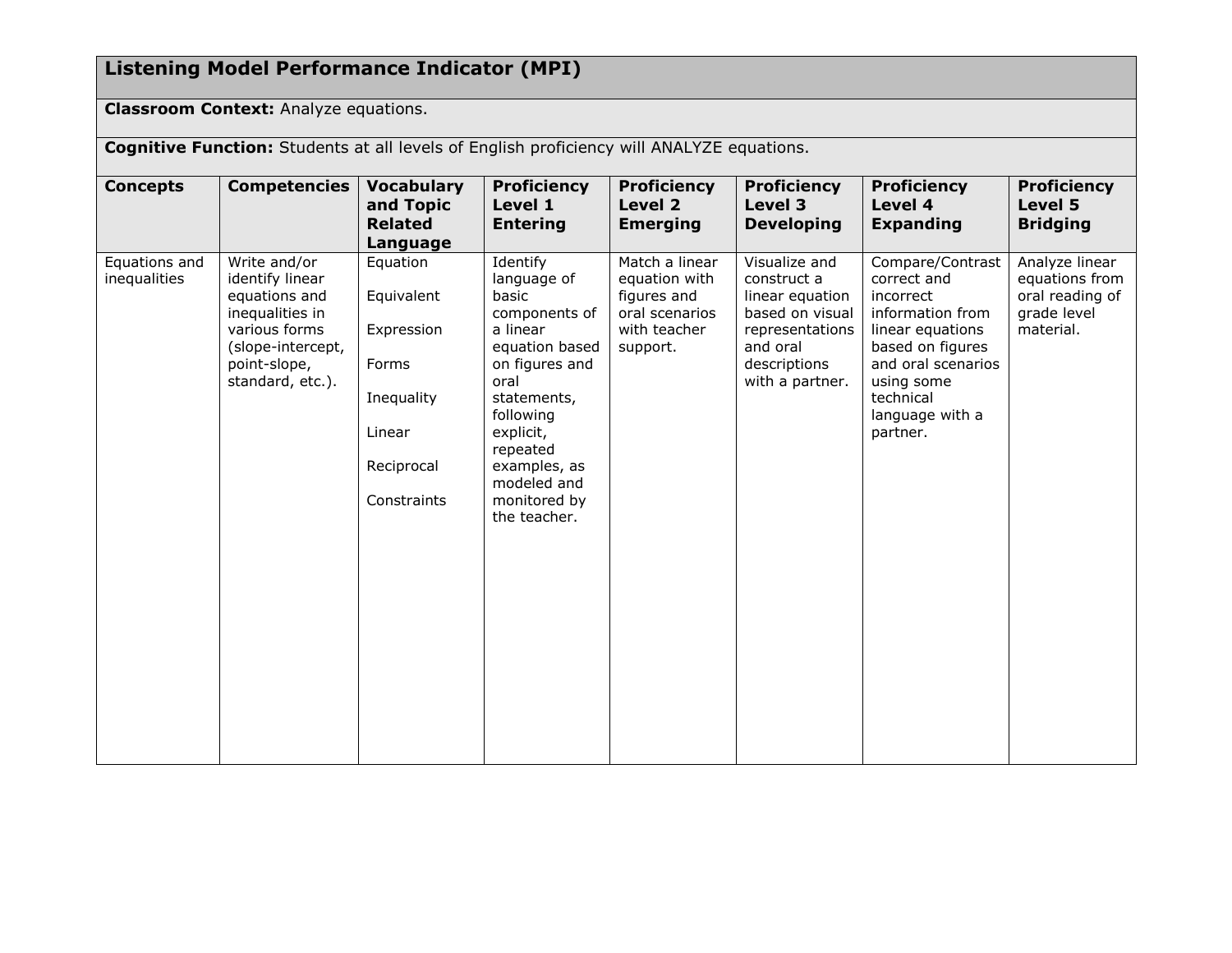## Listening Model Performance Indicator (MPI)

**Classroom Context:** Analyze equations.

**Cognitive Function:** Students at all levels of English proficiency will ANALYZE equations.

| Concepts | Competencies | Vocabulary and Topic Related Language | Proficiency Level 1 Entering | Proficiency Level 2 Emerging | Proficiency Level 3 Developing | Proficiency Level 4 Expanding | Proficiency Level 5 Bridging |
|---|---|---|---|---|---|---|---|
| Equations and inequalities | Write and/or identify linear equations and inequalities in various forms (slope-intercept, point-slope, standard, etc.). | Equation<br><br>Equivalent<br><br>Expression<br><br>Forms<br><br>Inequality<br><br>Linear<br><br>Reciprocal<br><br>Constraints | Identify language of basic components of a linear equation based on figures and oral statements, following explicit, repeated examples, as modeled and monitored by the teacher. | Match a linear equation with figures and oral scenarios with teacher support. | Visualize and construct a linear equation based on visual representations and oral descriptions with a partner. | Compare/Contrast correct and incorrect information from linear equations based on figures and oral scenarios using some technical language with a partner. | Analyze linear equations from oral reading of grade level material. |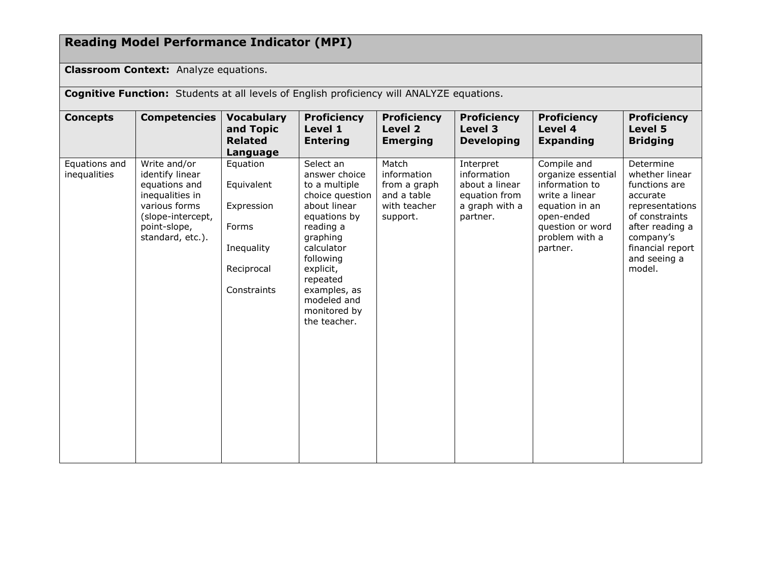# Reading Model Performance Indicator (MPI)

**Classroom Context:** Analyze equations.

**Cognitive Function:** Students at all levels of English proficiency will ANALYZE equations.

| Concepts | Competencies | Vocabulary and Topic Related Language | Proficiency Level 1 Entering | Proficiency Level 2 Emerging | Proficiency Level 3 Developing | Proficiency Level 4 Expanding | Proficiency Level 5 Bridging |
|---|---|---|---|---|---|---|---|
| Equations and inequalities | Write and/or identify linear equations and inequalities in various forms (slope-intercept, point-slope, standard, etc.). | Equation<br><br>Equivalent<br><br>Expression<br><br>Forms<br><br>Inequality<br><br>Reciprocal<br><br>Constraints | Select an answer choice to a multiple choice question about linear equations by reading a graphing calculator following explicit, repeated examples, as modeled and monitored by the teacher. | Match information from a graph and a table with teacher support. | Interpret information about a linear equation from a graph with a partner. | Compile and organize essential information to write a linear equation in an open-ended question or word problem with a partner. | Determine whether linear functions are accurate representations of constraints after reading a company's financial report and seeing a model. |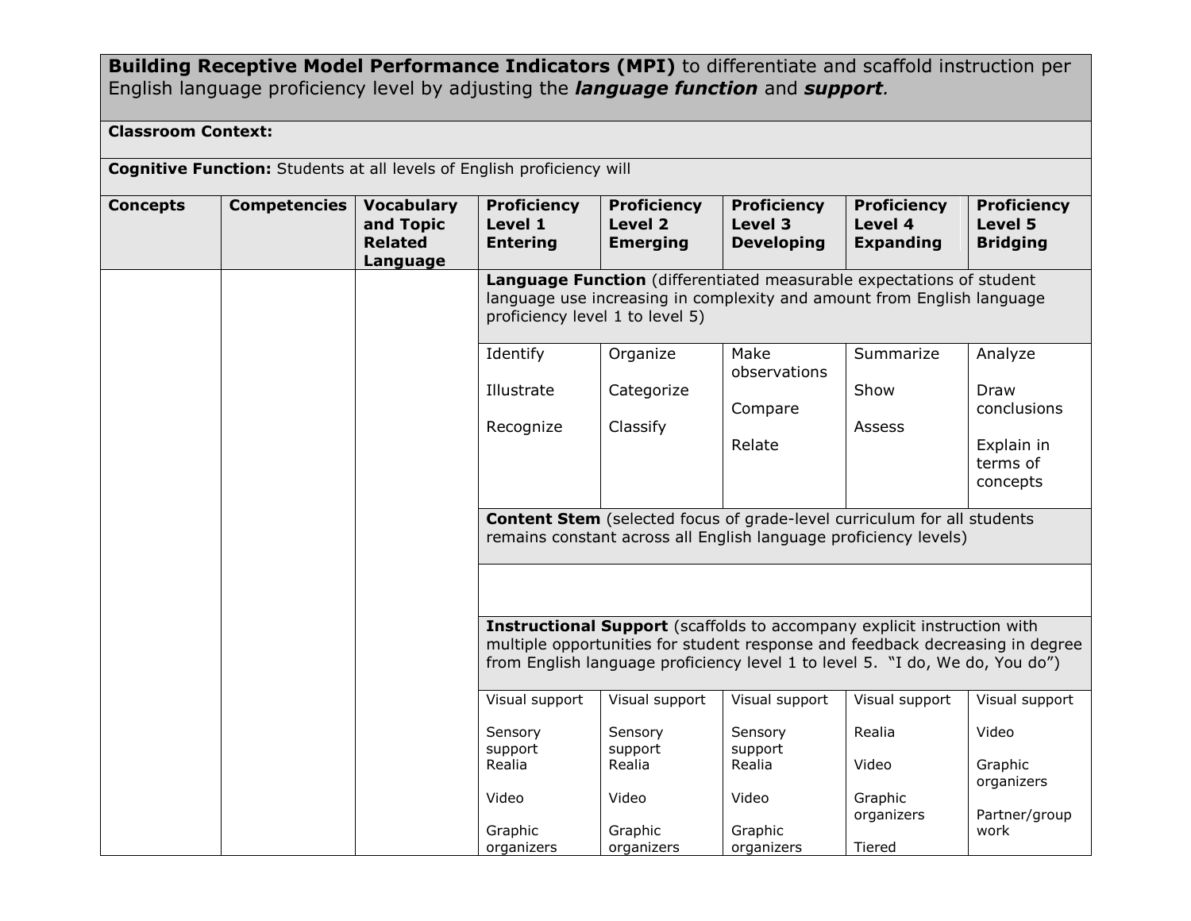| **Building Receptive Model Performance Indicators (MPI)** to differentiate and scaffold instruction per English language proficiency level by adjusting the ***language function*** and ***support***. | | | | | | | |
|---|---|---|---|---|---|---|---|
| **Classroom Context:** | | | | | | | |
| **Cognitive Function:** Students at all levels of English proficiency will | | | | | | | |
| **Concepts** | **Competencies** | **Vocabulary and Topic Related Language** | **Proficiency Level 1 Entering** | **Proficiency Level 2 Emerging** | **Proficiency Level 3 Developing** | **Proficiency Level 4 Expanding** | **Proficiency Level 5 Bridging** |
| | | | **Language Function** (differentiated measurable expectations of student language use increasing in complexity and amount from English language proficiency level 1 to level 5) | | | | |
| | | | Identify<br><br>Illustrate<br><br>Recognize | Organize<br><br>Categorize<br><br>Classify | Make observations<br><br>Compare<br><br>Relate | Summarize<br><br>Show<br><br>Assess | Analyze<br><br>Draw conclusions<br><br>Explain in terms of concepts |
| | | | **Content Stem** (selected focus of grade-level curriculum for all students remains constant across all English language proficiency levels) | | | | |
| | | | | | | | |
| | | | **Instructional Support** (scaffolds to accompany explicit instruction with multiple opportunities for student response and feedback decreasing in degree from English language proficiency level 1 to level 5. "I do, We do, You do") | | | | |
| | | | Visual support<br><br>Sensory support<br>Realia<br><br>Video<br><br>Graphic organizers | Visual support<br><br>Sensory support<br>Realia<br><br>Video<br><br>Graphic organizers | Visual support<br><br>Sensory support<br>Realia<br><br>Video<br><br>Graphic organizers | Visual support<br><br>Realia<br><br>Video<br><br>Graphic organizers<br><br>Tiered | Visual support<br><br>Video<br><br>Graphic organizers<br><br>Partner/group work |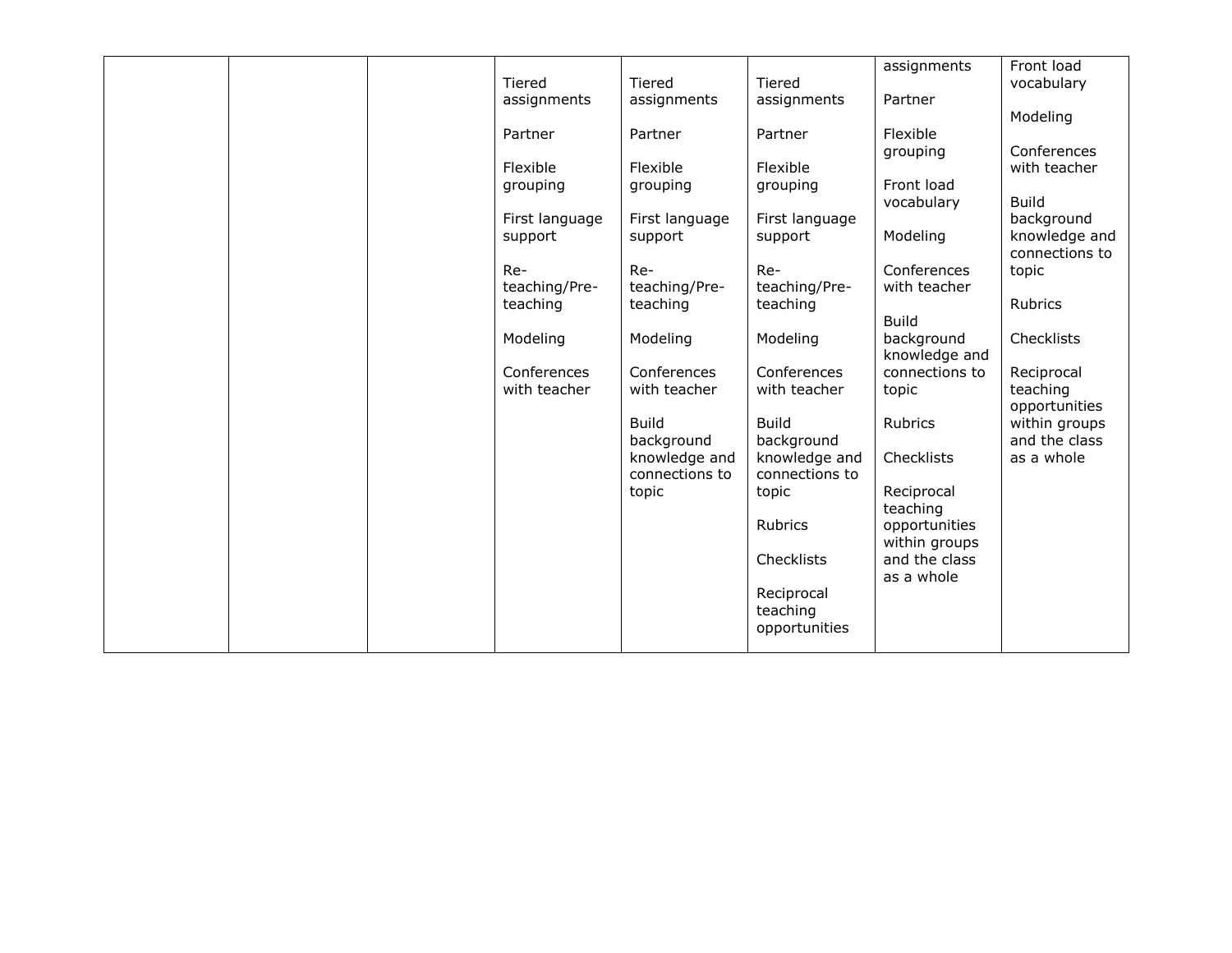| | | | | | | | |
|---|---|---|---|---|---|---|---|
| | | | Tiered assignments<br><br>Partner<br><br>Flexible grouping<br><br>First language support<br><br>Re-teaching/Pre-teaching<br><br>Modeling<br><br>Conferences with teacher | Tiered assignments<br><br>Partner<br><br>Flexible grouping<br><br>First language support<br><br>Re-teaching/Pre-teaching<br><br>Modeling<br><br>Conferences with teacher<br><br>Build background knowledge and connections to topic | Tiered assignments<br><br>Partner<br><br>Flexible grouping<br><br>First language support<br><br>Re-teaching/Pre-teaching<br><br>Modeling<br><br>Conferences with teacher<br><br>Build background knowledge and connections to topic<br><br>Rubrics<br><br>Checklists<br><br>Reciprocal teaching opportunities | assignments<br><br>Partner<br><br>Flexible grouping<br><br>Front load vocabulary<br><br>Modeling<br><br>Conferences with teacher<br><br>Build background knowledge and connections to topic<br><br>Rubrics<br><br>Checklists<br><br>Reciprocal teaching opportunities within groups and the class as a whole | Front load vocabulary<br><br>Modeling<br><br>Conferences with teacher<br><br>Build background knowledge and connections to topic<br><br>Rubrics<br><br>Checklists<br><br>Reciprocal teaching opportunities within groups and the class as a whole |